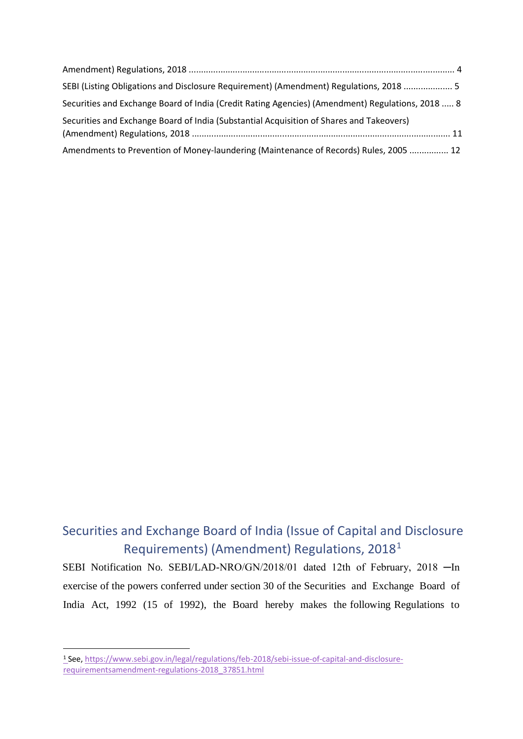Amendment) Regulations, 2018 ........................................................................................................... 4

SEBI (Listing Obligations and Disclosure Requirement) (Amendment) Regulations, 2018 .................... 5

Securities and Exchange Board of India (Credit Rating Agencies) (Amendment) Regulations, 2018 ..... 8

Securities and Exchange Board of India (Substantial Acquisition of Shares and Takeovers) (Amendment) Regulations, 2018 ......................................................................................................... 11

Amendments to Prevention of Money-laundering (Maintenance of Records) Rules, 2005 ................ 12

## Securities and Exchange Board of India (Issue of Capital and Disclosure Requirements) (Amendment) Regulations, 2018[1]

SEBI Notification No. SEBI/LAD-NRO/GN/2018/01 dated 12th of February, 2018 ─In exercise of the powers conferred under section 30 of the Securities and Exchange Board of India Act, 1992 (15 of 1992), the Board hereby makes the following Regulations to

---

[1] See, https://www.sebi.gov.in/legal/regulations/feb-2018/sebi-issue-of-capital-and-disclosure-requirementsamendment-regulations-2018_37851.html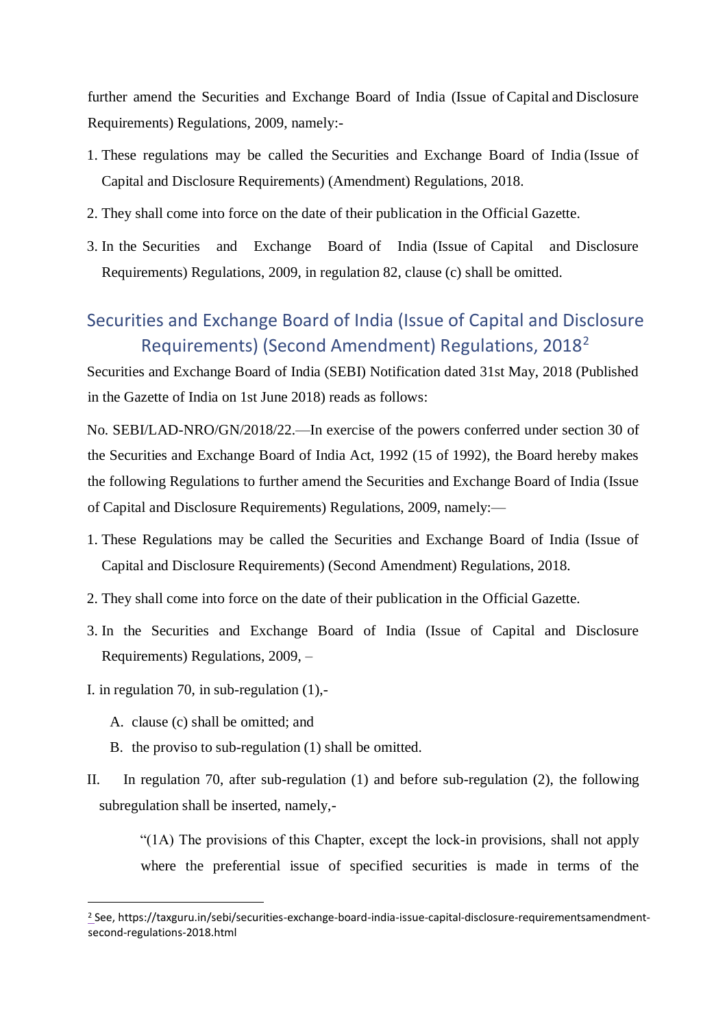further amend the Securities and Exchange Board of India (Issue of Capital and Disclosure Requirements) Regulations, 2009, namely:-

1. These regulations may be called the Securities and Exchange Board of India (Issue of Capital and Disclosure Requirements) (Amendment) Regulations, 2018.
2. They shall come into force on the date of their publication in the Official Gazette.
3. In the Securities and Exchange Board of India (Issue of Capital and Disclosure Requirements) Regulations, 2009, in regulation 82, clause (c) shall be omitted.

## Securities and Exchange Board of India (Issue of Capital and Disclosure Requirements) (Second Amendment) Regulations, 2018[2]

Securities and Exchange Board of India (SEBI) Notification dated 31st May, 2018 (Published in the Gazette of India on 1st June 2018) reads as follows:

No. SEBI/LAD-NRO/GN/2018/22.—In exercise of the powers conferred under section 30 of the Securities and Exchange Board of India Act, 1992 (15 of 1992), the Board hereby makes the following Regulations to further amend the Securities and Exchange Board of India (Issue of Capital and Disclosure Requirements) Regulations, 2009, namely:—

1. These Regulations may be called the Securities and Exchange Board of India (Issue of Capital and Disclosure Requirements) (Second Amendment) Regulations, 2018.
2. They shall come into force on the date of their publication in the Official Gazette.
3. In the Securities and Exchange Board of India (Issue of Capital and Disclosure Requirements) Regulations, 2009, –

I. in regulation 70, in sub-regulation (1),-

   A. clause (c) shall be omitted; and
   B. the proviso to sub-regulation (1) shall be omitted.

II. In regulation 70, after sub-regulation (1) and before sub-regulation (2), the following subregulation shall be inserted, namely,-

> "(1A) The provisions of this Chapter, except the lock-in provisions, shall not apply where the preferential issue of specified securities is made in terms of the

[2] See, https://taxguru.in/sebi/securities-exchange-board-india-issue-capital-disclosure-requirementsamendment-second-regulations-2018.html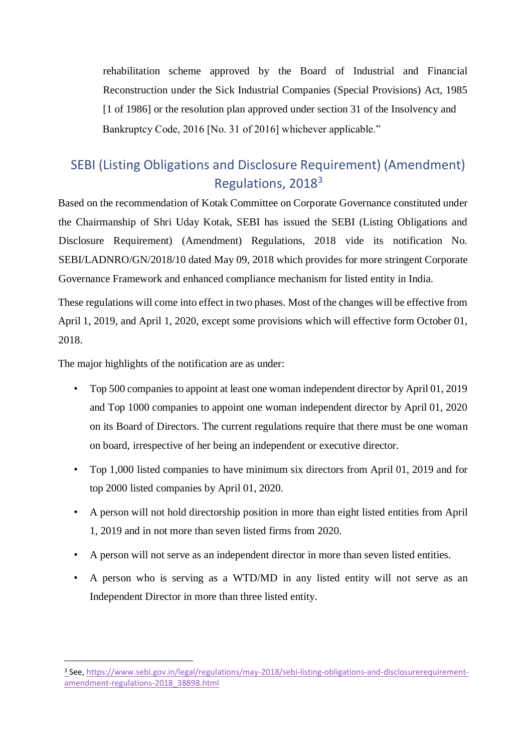rehabilitation scheme approved by the Board of Industrial and Financial Reconstruction under the Sick Industrial Companies (Special Provisions) Act, 1985 [1 of 1986] or the resolution plan approved under section 31 of the Insolvency and Bankruptcy Code, 2016 [No. 31 of 2016] whichever applicable."

## SEBI (Listing Obligations and Disclosure Requirement) (Amendment) Regulations, 2018[3]

Based on the recommendation of Kotak Committee on Corporate Governance constituted under the Chairmanship of Shri Uday Kotak, SEBI has issued the SEBI (Listing Obligations and Disclosure Requirement) (Amendment) Regulations, 2018 vide its notification No. SEBI/LADNRO/GN/2018/10 dated May 09, 2018 which provides for more stringent Corporate Governance Framework and enhanced compliance mechanism for listed entity in India.

These regulations will come into effect in two phases. Most of the changes will be effective from April 1, 2019, and April 1, 2020, except some provisions which will effective form October 01, 2018.

The major highlights of the notification are as under:

- Top 500 companies to appoint at least one woman independent director by April 01, 2019 and Top 1000 companies to appoint one woman independent director by April 01, 2020 on its Board of Directors. The current regulations require that there must be one woman on board, irrespective of her being an independent or executive director.
- Top 1,000 listed companies to have minimum six directors from April 01, 2019 and for top 2000 listed companies by April 01, 2020.
- A person will not hold directorship position in more than eight listed entities from April 1, 2019 and in not more than seven listed firms from 2020.
- A person will not serve as an independent director in more than seven listed entities.
- A person who is serving as a WTD/MD in any listed entity will not serve as an Independent Director in more than three listed entity.

[3] See, https://www.sebi.gov.in/legal/regulations/may-2018/sebi-listing-obligations-and-disclosurerequirement-amendment-regulations-2018_38898.html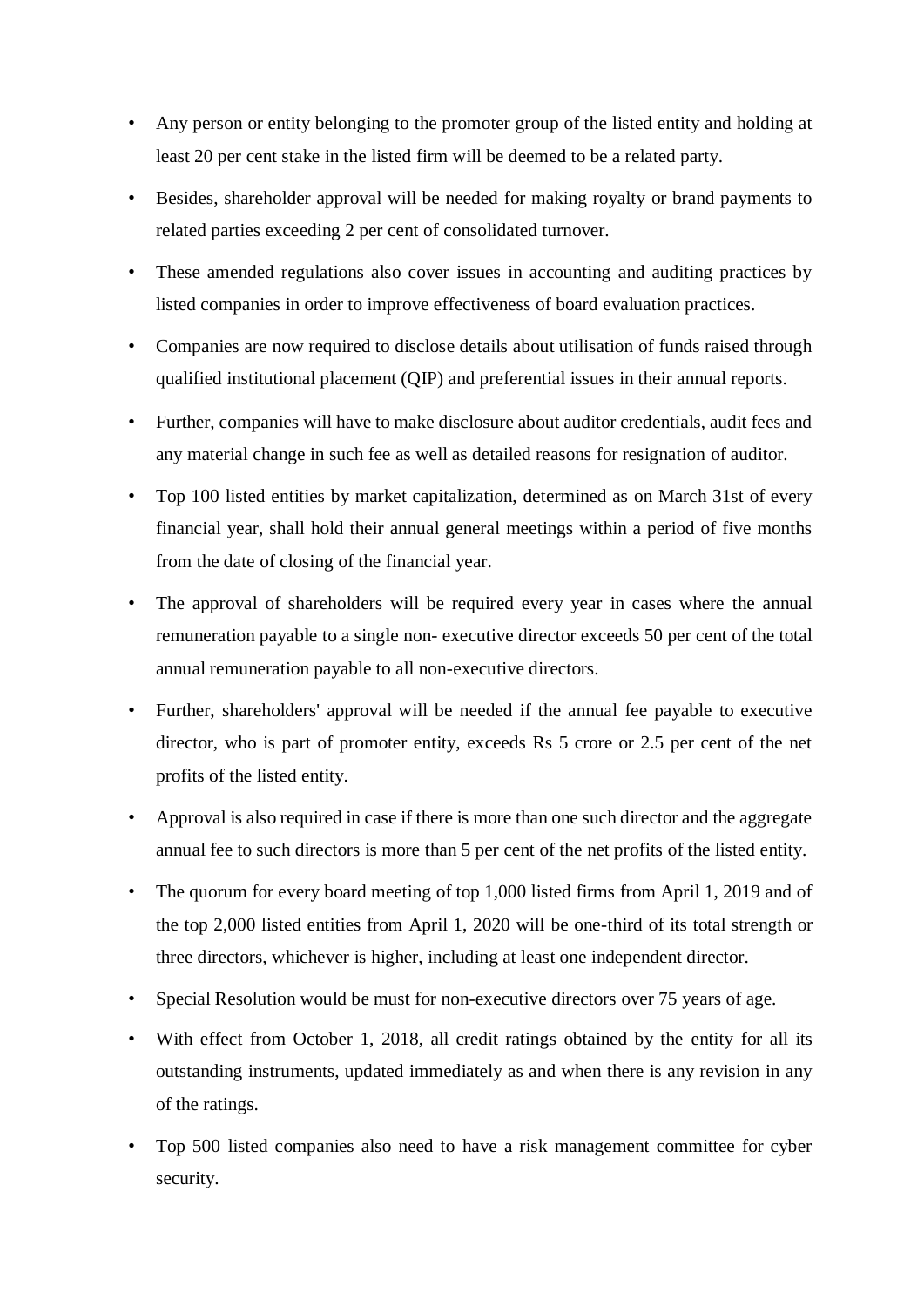- Any person or entity belonging to the promoter group of the listed entity and holding at least 20 per cent stake in the listed firm will be deemed to be a related party.
- Besides, shareholder approval will be needed for making royalty or brand payments to related parties exceeding 2 per cent of consolidated turnover.
- These amended regulations also cover issues in accounting and auditing practices by listed companies in order to improve effectiveness of board evaluation practices.
- Companies are now required to disclose details about utilisation of funds raised through qualified institutional placement (QIP) and preferential issues in their annual reports.
- Further, companies will have to make disclosure about auditor credentials, audit fees and any material change in such fee as well as detailed reasons for resignation of auditor.
- Top 100 listed entities by market capitalization, determined as on March 31st of every financial year, shall hold their annual general meetings within a period of five months from the date of closing of the financial year.
- The approval of shareholders will be required every year in cases where the annual remuneration payable to a single non- executive director exceeds 50 per cent of the total annual remuneration payable to all non-executive directors.
- Further, shareholders' approval will be needed if the annual fee payable to executive director, who is part of promoter entity, exceeds Rs 5 crore or 2.5 per cent of the net profits of the listed entity.
- Approval is also required in case if there is more than one such director and the aggregate annual fee to such directors is more than 5 per cent of the net profits of the listed entity.
- The quorum for every board meeting of top 1,000 listed firms from April 1, 2019 and of the top 2,000 listed entities from April 1, 2020 will be one-third of its total strength or three directors, whichever is higher, including at least one independent director.
- Special Resolution would be must for non-executive directors over 75 years of age.
- With effect from October 1, 2018, all credit ratings obtained by the entity for all its outstanding instruments, updated immediately as and when there is any revision in any of the ratings.
- Top 500 listed companies also need to have a risk management committee for cyber security.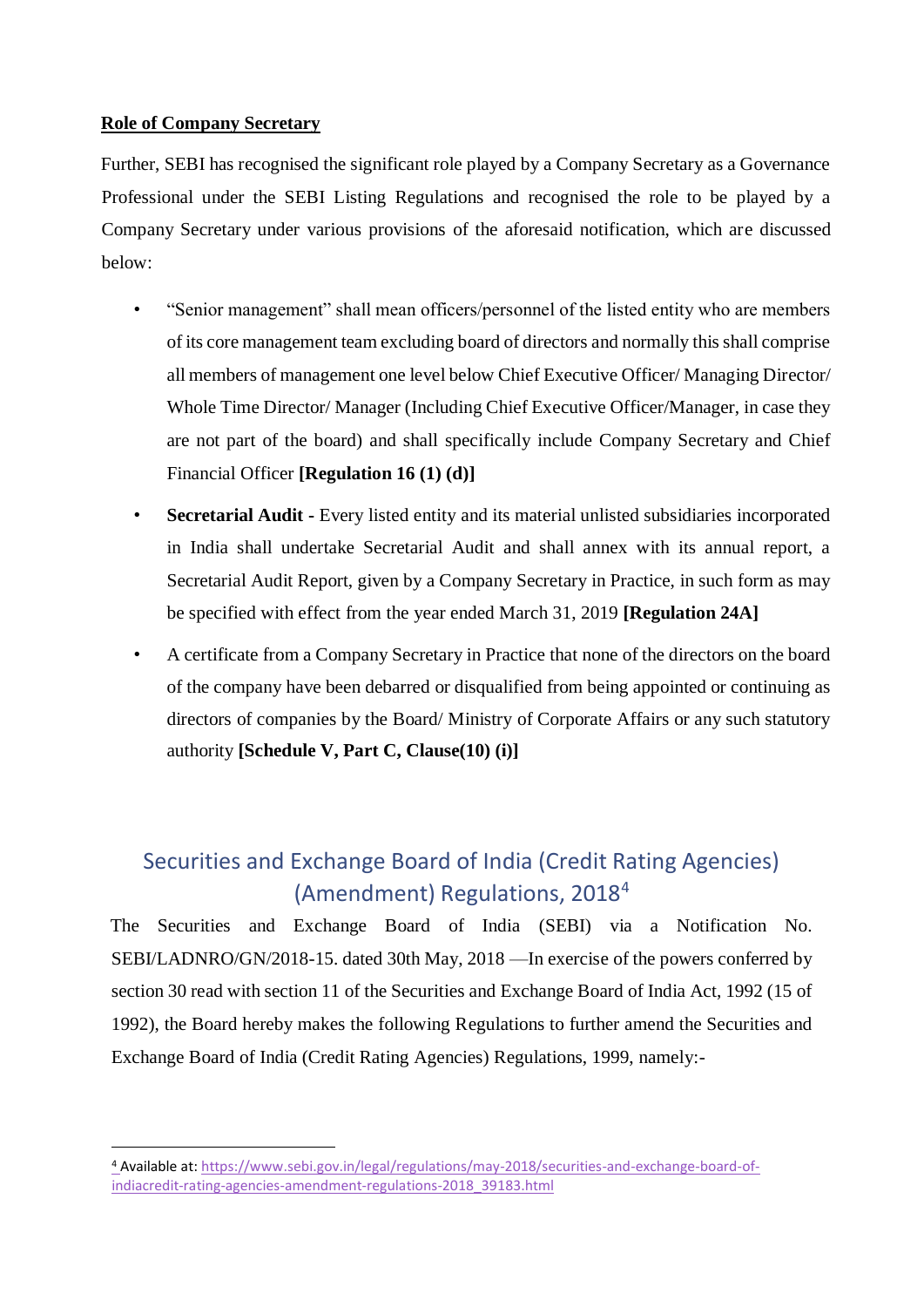**Role of Company Secretary**

Further, SEBI has recognised the significant role played by a Company Secretary as a Governance Professional under the SEBI Listing Regulations and recognised the role to be played by a Company Secretary under various provisions of the aforesaid notification, which are discussed below:

- "Senior management" shall mean officers/personnel of the listed entity who are members of its core management team excluding board of directors and normally this shall comprise all members of management one level below Chief Executive Officer/ Managing Director/ Whole Time Director/ Manager (Including Chief Executive Officer/Manager, in case they are not part of the board) and shall specifically include Company Secretary and Chief Financial Officer **[Regulation 16 (1) (d)]**
- **Secretarial Audit -** Every listed entity and its material unlisted subsidiaries incorporated in India shall undertake Secretarial Audit and shall annex with its annual report, a Secretarial Audit Report, given by a Company Secretary in Practice, in such form as may be specified with effect from the year ended March 31, 2019 **[Regulation 24A]**
- A certificate from a Company Secretary in Practice that none of the directors on the board of the company have been debarred or disqualified from being appointed or continuing as directors of companies by the Board/ Ministry of Corporate Affairs or any such statutory authority **[Schedule V, Part C, Clause(10) (i)]**

## Securities and Exchange Board of India (Credit Rating Agencies) (Amendment) Regulations, 2018[4]

The Securities and Exchange Board of India (SEBI) via a Notification No. SEBI/LADNRO/GN/2018-15. dated 30th May, 2018 —In exercise of the powers conferred by section 30 read with section 11 of the Securities and Exchange Board of India Act, 1992 (15 of 1992), the Board hereby makes the following Regulations to further amend the Securities and Exchange Board of India (Credit Rating Agencies) Regulations, 1999, namely:-

---

[4] Available at: https://www.sebi.gov.in/legal/regulations/may-2018/securities-and-exchange-board-of-indiacredit-rating-agencies-amendment-regulations-2018_39183.html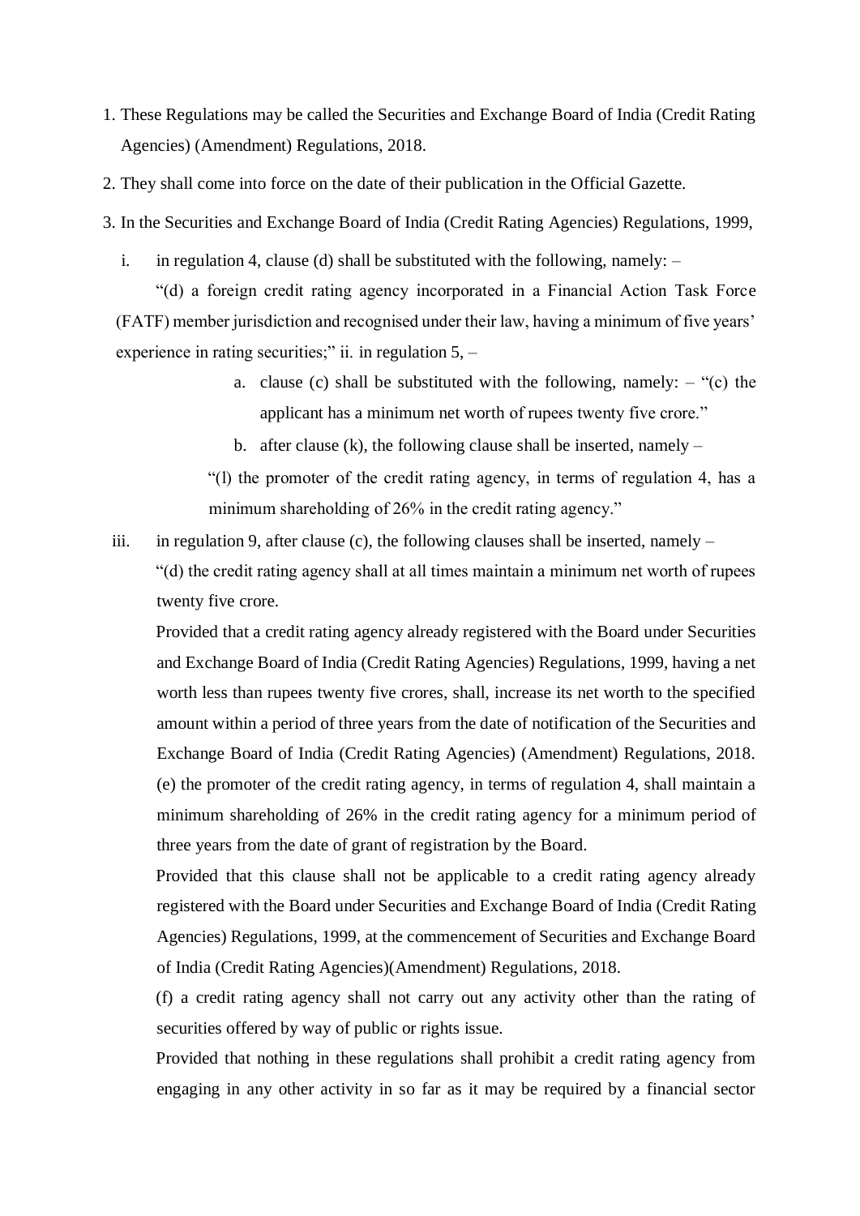1. These Regulations may be called the Securities and Exchange Board of India (Credit Rating Agencies) (Amendment) Regulations, 2018.
2. They shall come into force on the date of their publication in the Official Gazette.
3. In the Securities and Exchange Board of India (Credit Rating Agencies) Regulations, 1999,

   i. in regulation 4, clause (d) shall be substituted with the following, namely: –

   "(d) a foreign credit rating agency incorporated in a Financial Action Task Force (FATF) member jurisdiction and recognised under their law, having a minimum of five years' experience in rating securities;" ii. in regulation 5, –

   a. clause (c) shall be substituted with the following, namely: – "(c) the applicant has a minimum net worth of rupees twenty five crore."

   b. after clause (k), the following clause shall be inserted, namely –

   "(l) the promoter of the credit rating agency, in terms of regulation 4, has a minimum shareholding of 26% in the credit rating agency."

   iii. in regulation 9, after clause (c), the following clauses shall be inserted, namely –

   "(d) the credit rating agency shall at all times maintain a minimum net worth of rupees twenty five crore.

   Provided that a credit rating agency already registered with the Board under Securities and Exchange Board of India (Credit Rating Agencies) Regulations, 1999, having a net worth less than rupees twenty five crores, shall, increase its net worth to the specified amount within a period of three years from the date of notification of the Securities and Exchange Board of India (Credit Rating Agencies) (Amendment) Regulations, 2018.

   (e) the promoter of the credit rating agency, in terms of regulation 4, shall maintain a minimum shareholding of 26% in the credit rating agency for a minimum period of three years from the date of grant of registration by the Board.

   Provided that this clause shall not be applicable to a credit rating agency already registered with the Board under Securities and Exchange Board of India (Credit Rating Agencies) Regulations, 1999, at the commencement of Securities and Exchange Board of India (Credit Rating Agencies)(Amendment) Regulations, 2018.

   (f) a credit rating agency shall not carry out any activity other than the rating of securities offered by way of public or rights issue.

   Provided that nothing in these regulations shall prohibit a credit rating agency from engaging in any other activity in so far as it may be required by a financial sector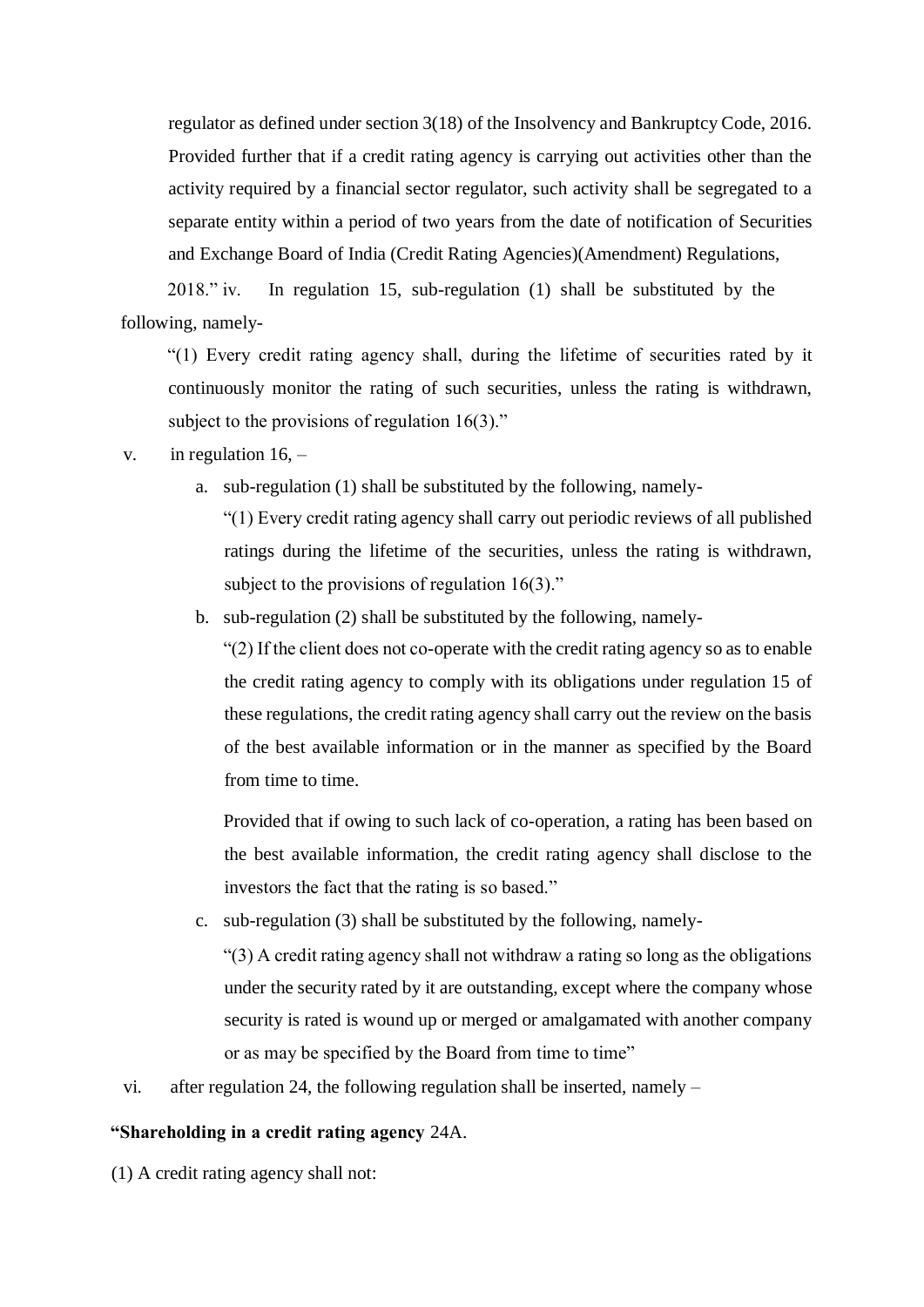regulator as defined under section 3(18) of the Insolvency and Bankruptcy Code, 2016. Provided further that if a credit rating agency is carrying out activities other than the activity required by a financial sector regulator, such activity shall be segregated to a separate entity within a period of two years from the date of notification of Securities and Exchange Board of India (Credit Rating Agencies)(Amendment) Regulations, 2018."

iv. In regulation 15, sub-regulation (1) shall be substituted by the following, namely-

"(1) Every credit rating agency shall, during the lifetime of securities rated by it continuously monitor the rating of such securities, unless the rating is withdrawn, subject to the provisions of regulation 16(3)."

v. in regulation 16, –

a. sub-regulation (1) shall be substituted by the following, namely-

"(1) Every credit rating agency shall carry out periodic reviews of all published ratings during the lifetime of the securities, unless the rating is withdrawn, subject to the provisions of regulation 16(3)."

b. sub-regulation (2) shall be substituted by the following, namely-

"(2) If the client does not co-operate with the credit rating agency so as to enable the credit rating agency to comply with its obligations under regulation 15 of these regulations, the credit rating agency shall carry out the review on the basis of the best available information or in the manner as specified by the Board from time to time.

Provided that if owing to such lack of co-operation, a rating has been based on the best available information, the credit rating agency shall disclose to the investors the fact that the rating is so based."

c. sub-regulation (3) shall be substituted by the following, namely-

"(3) A credit rating agency shall not withdraw a rating so long as the obligations under the security rated by it are outstanding, except where the company whose security is rated is wound up or merged or amalgamated with another company or as may be specified by the Board from time to time"

vi. after regulation 24, the following regulation shall be inserted, namely –

**"Shareholding in a credit rating agency** 24A.

(1) A credit rating agency shall not: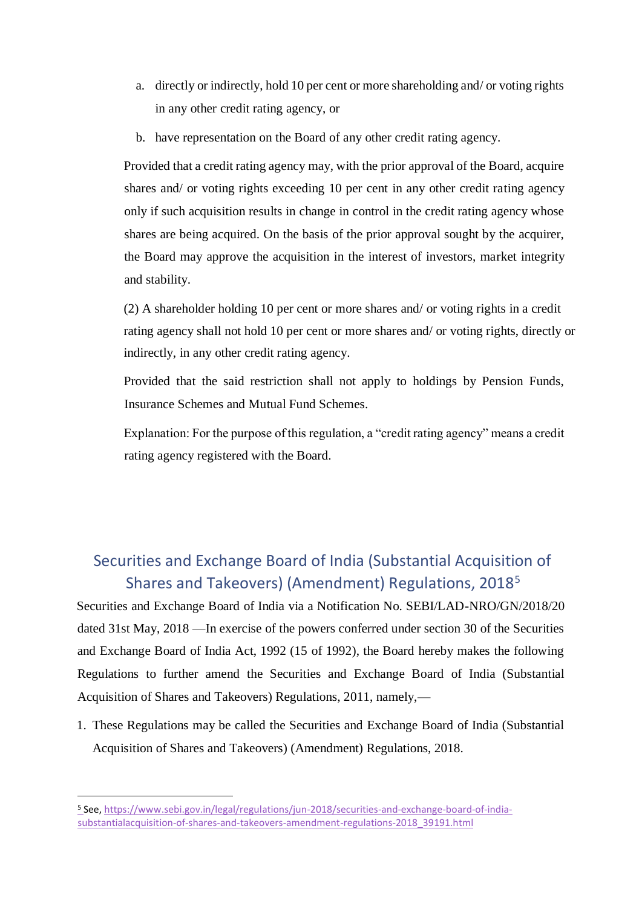a. directly or indirectly, hold 10 per cent or more shareholding and/ or voting rights in any other credit rating agency, or

b. have representation on the Board of any other credit rating agency.

Provided that a credit rating agency may, with the prior approval of the Board, acquire shares and/ or voting rights exceeding 10 per cent in any other credit rating agency only if such acquisition results in change in control in the credit rating agency whose shares are being acquired. On the basis of the prior approval sought by the acquirer, the Board may approve the acquisition in the interest of investors, market integrity and stability.

(2) A shareholder holding 10 per cent or more shares and/ or voting rights in a credit rating agency shall not hold 10 per cent or more shares and/ or voting rights, directly or indirectly, in any other credit rating agency.

Provided that the said restriction shall not apply to holdings by Pension Funds, Insurance Schemes and Mutual Fund Schemes.

Explanation: For the purpose of this regulation, a "credit rating agency" means a credit rating agency registered with the Board.

## Securities and Exchange Board of India (Substantial Acquisition of Shares and Takeovers) (Amendment) Regulations, 2018[5]

Securities and Exchange Board of India via a Notification No. SEBI/LAD-NRO/GN/2018/20 dated 31st May, 2018 —In exercise of the powers conferred under section 30 of the Securities and Exchange Board of India Act, 1992 (15 of 1992), the Board hereby makes the following Regulations to further amend the Securities and Exchange Board of India (Substantial Acquisition of Shares and Takeovers) Regulations, 2011, namely,—

1. These Regulations may be called the Securities and Exchange Board of India (Substantial Acquisition of Shares and Takeovers) (Amendment) Regulations, 2018.

---

[5] See, https://www.sebi.gov.in/legal/regulations/jun-2018/securities-and-exchange-board-of-india-substantialacquisition-of-shares-and-takeovers-amendment-regulations-2018_39191.html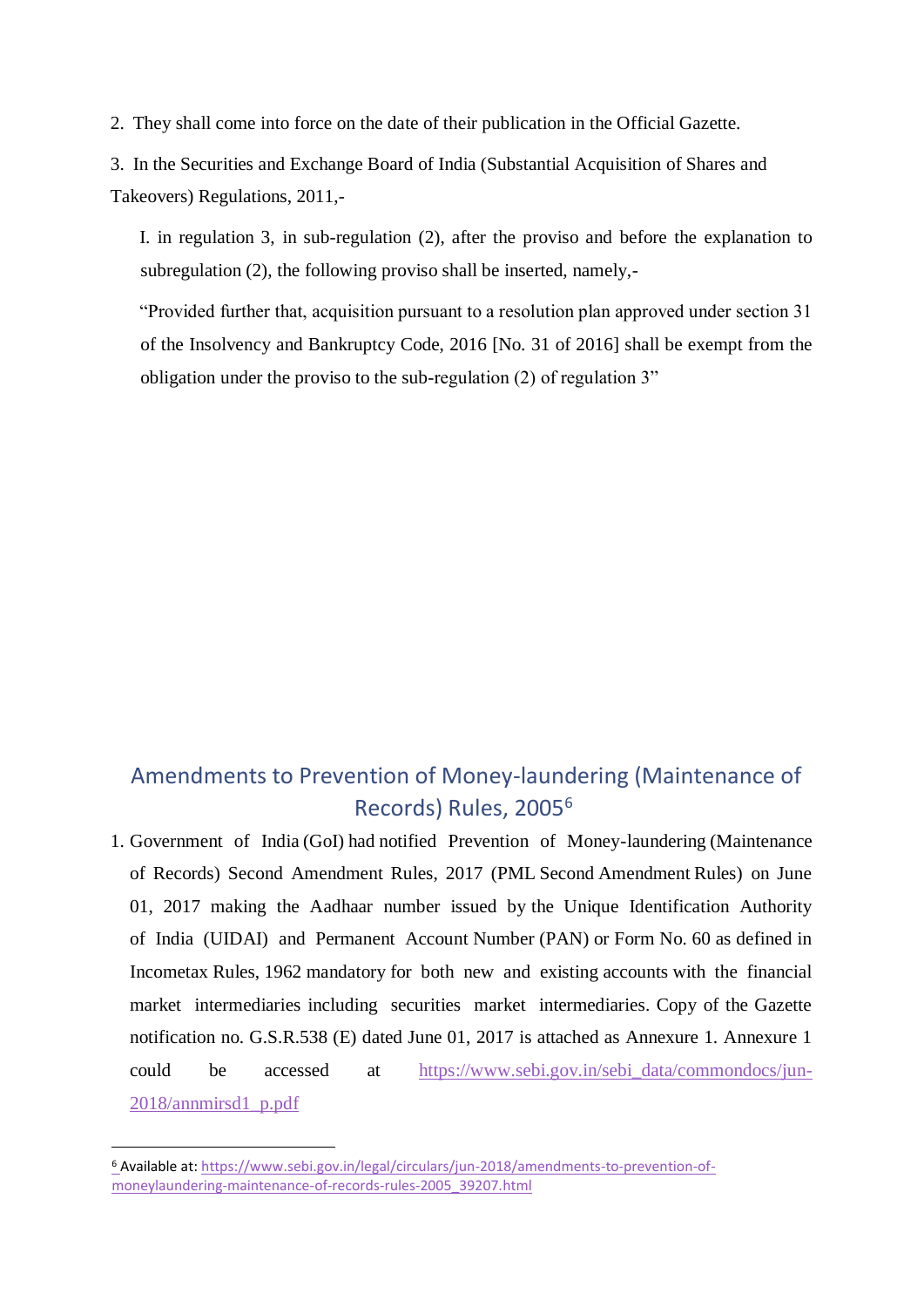2. They shall come into force on the date of their publication in the Official Gazette.

3. In the Securities and Exchange Board of India (Substantial Acquisition of Shares and Takeovers) Regulations, 2011,-

   I. in regulation 3, in sub-regulation (2), after the proviso and before the explanation to subregulation (2), the following proviso shall be inserted, namely,-

   "Provided further that, acquisition pursuant to a resolution plan approved under section 31 of the Insolvency and Bankruptcy Code, 2016 [No. 31 of 2016] shall be exempt from the obligation under the proviso to the sub-regulation (2) of regulation 3"

## Amendments to Prevention of Money-laundering (Maintenance of Records) Rules, 2005[6]

1. Government of India (GoI) had notified Prevention of Money-laundering (Maintenance of Records) Second Amendment Rules, 2017 (PML Second Amendment Rules) on June 01, 2017 making the Aadhaar number issued by the Unique Identification Authority of India (UIDAI) and Permanent Account Number (PAN) or Form No. 60 as defined in Incometax Rules, 1962 mandatory for both new and existing accounts with the financial market intermediaries including securities market intermediaries. Copy of the Gazette notification no. G.S.R.538 (E) dated June 01, 2017 is attached as Annexure 1. Annexure 1 could be accessed at https://www.sebi.gov.in/sebi_data/commondocs/jun-2018/annmirsd1_p.pdf

---

[6] Available at: https://www.sebi.gov.in/legal/circulars/jun-2018/amendments-to-prevention-of-moneylaundering-maintenance-of-records-rules-2005_39207.html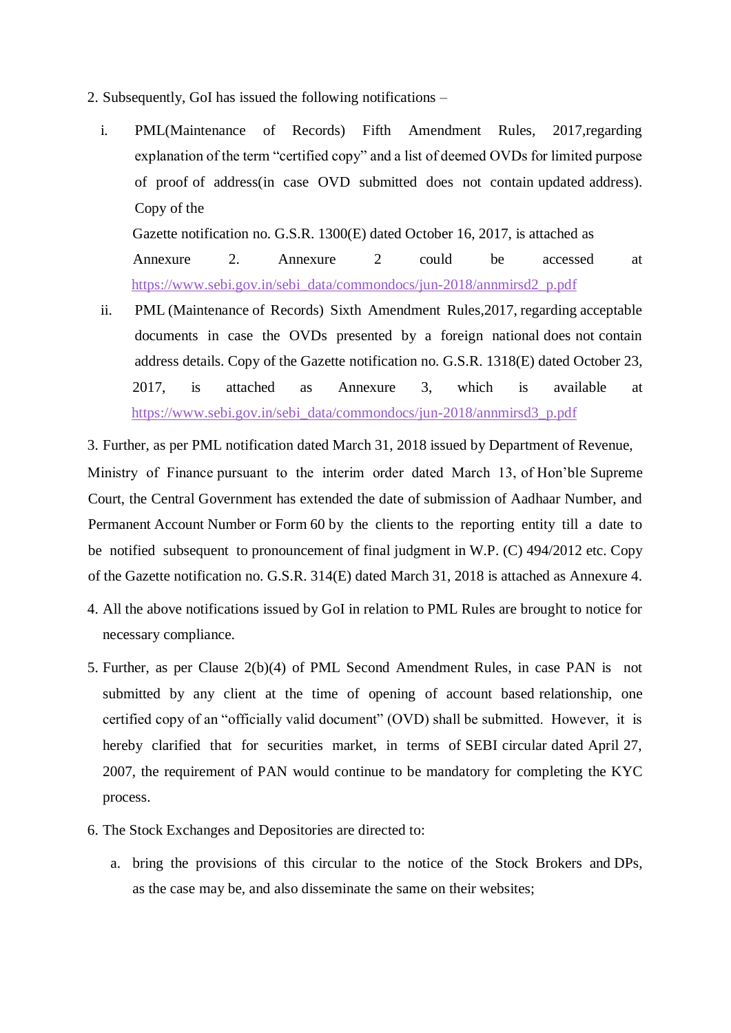2. Subsequently, GoI has issued the following notifications –

   i. PML(Maintenance of Records) Fifth Amendment Rules, 2017,regarding explanation of the term "certified copy" and a list of deemed OVDs for limited purpose of proof of address(in case OVD submitted does not contain updated address). Copy of the Gazette notification no. G.S.R. 1300(E) dated October 16, 2017, is attached as Annexure 2. Annexure 2 could be accessed at https://www.sebi.gov.in/sebi_data/commondocs/jun-2018/annmirsd2_p.pdf

   ii. PML (Maintenance of Records) Sixth Amendment Rules,2017, regarding acceptable documents in case the OVDs presented by a foreign national does not contain address details. Copy of the Gazette notification no. G.S.R. 1318(E) dated October 23, 2017, is attached as Annexure 3, which is available at https://www.sebi.gov.in/sebi_data/commondocs/jun-2018/annmirsd3_p.pdf

3. Further, as per PML notification dated March 31, 2018 issued by Department of Revenue, Ministry of Finance pursuant to the interim order dated March 13, of Hon'ble Supreme Court, the Central Government has extended the date of submission of Aadhaar Number, and Permanent Account Number or Form 60 by the clients to the reporting entity till a date to be notified subsequent to pronouncement of final judgment in W.P. (C) 494/2012 etc. Copy of the Gazette notification no. G.S.R. 314(E) dated March 31, 2018 is attached as Annexure 4.

4. All the above notifications issued by GoI in relation to PML Rules are brought to notice for necessary compliance.

5. Further, as per Clause 2(b)(4) of PML Second Amendment Rules, in case PAN is not submitted by any client at the time of opening of account based relationship, one certified copy of an "officially valid document" (OVD) shall be submitted. However, it is hereby clarified that for securities market, in terms of SEBI circular dated April 27, 2007, the requirement of PAN would continue to be mandatory for completing the KYC process.

6. The Stock Exchanges and Depositories are directed to:

   a. bring the provisions of this circular to the notice of the Stock Brokers and DPs, as the case may be, and also disseminate the same on their websites;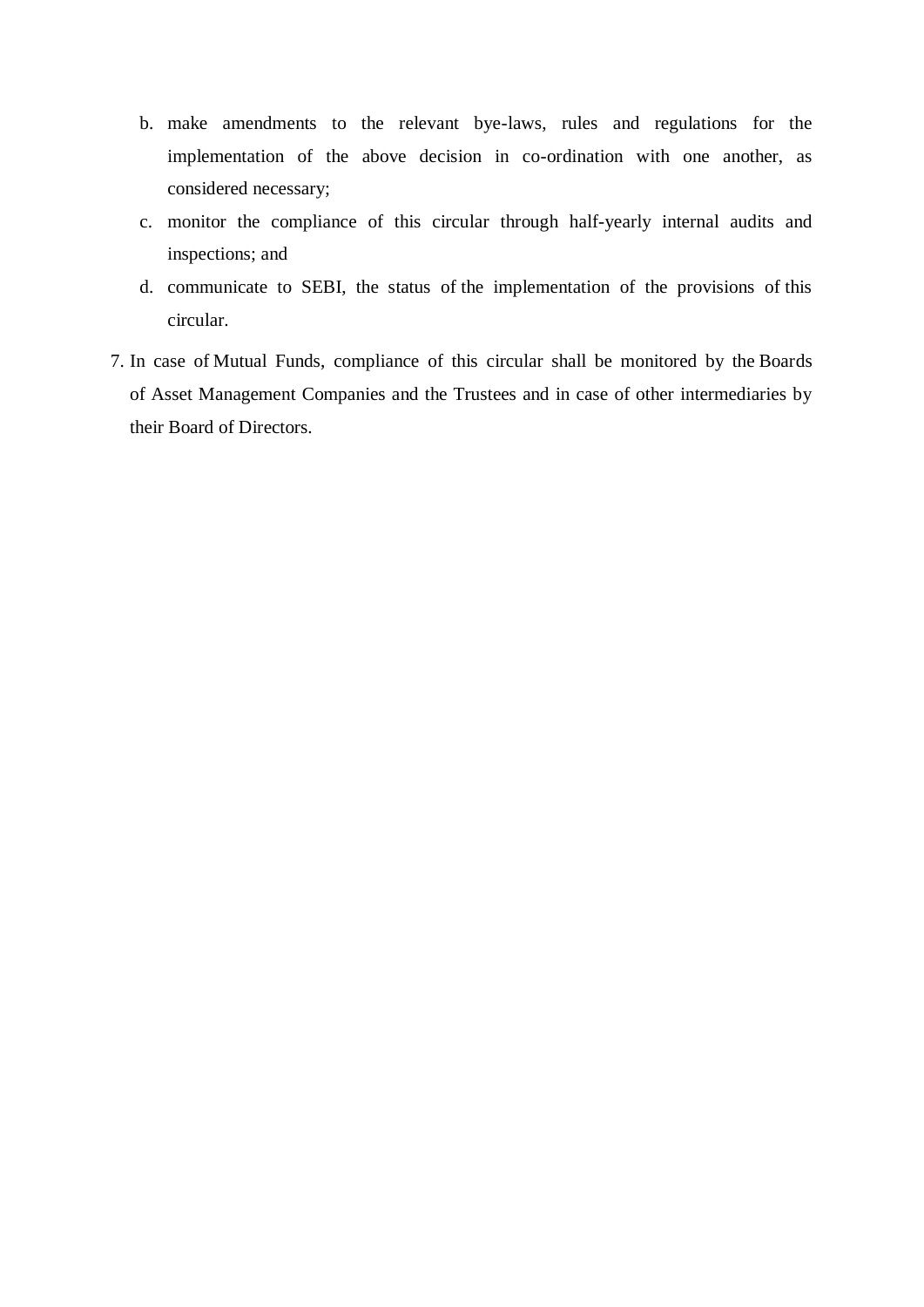b. make amendments to the relevant bye-laws, rules and regulations for the implementation of the above decision in co-ordination with one another, as considered necessary;
  c. monitor the compliance of this circular through half-yearly internal audits and inspections; and
  d. communicate to SEBI, the status of the implementation of the provisions of this circular.

7. In case of Mutual Funds, compliance of this circular shall be monitored by the Boards of Asset Management Companies and the Trustees and in case of other intermediaries by their Board of Directors.